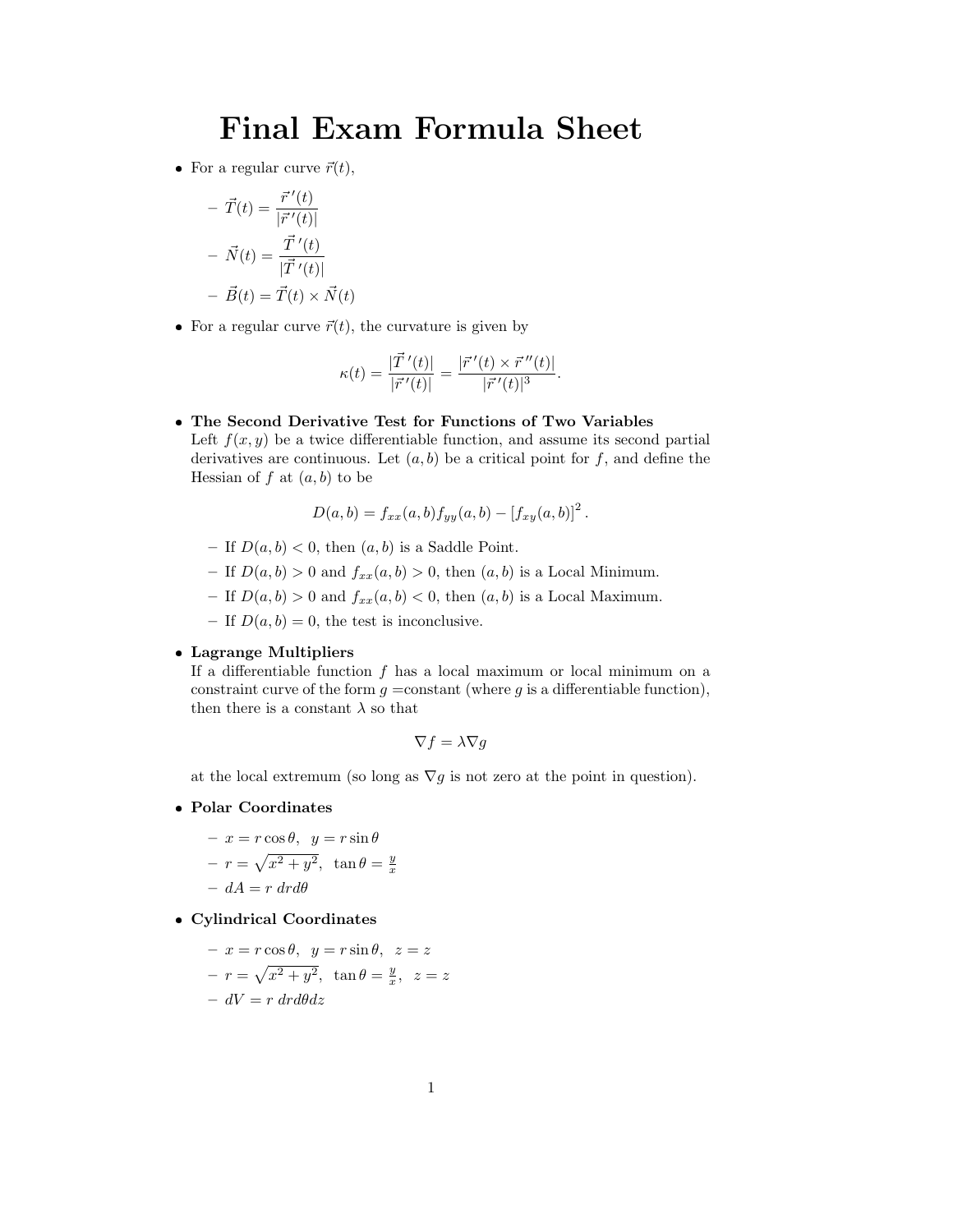# Final Exam Formula Sheet

- For a regular curve $\vec{r}(t)$,
  - $\vec{T}(t) = \dfrac{\vec{r}\,'(t)}{|\vec{r}\,'(t)|}$
  - $\vec{N}(t) = \dfrac{\vec{T}\,'(t)}{|\vec{T}\,'(t)|}$
  - $\vec{B}(t) = \vec{T}(t) \times \vec{N}(t)$

- For a regular curve $\vec{r}(t)$, the curvature is given by

$$\kappa(t) = \frac{|\vec{T}\,'(t)|}{|\vec{r}\,'(t)|} = \frac{|\vec{r}\,'(t) \times \vec{r}\,''(t)|}{|\vec{r}\,'(t)|^3}.$$

- **The Second Derivative Test for Functions of Two Variables**
  Left $f(x, y)$ be a twice differentiable function, and assume its second partial derivatives are continuous. Let $(a, b)$ be a critical point for $f$, and define the Hessian of $f$ at $(a, b)$ to be

$$D(a, b) = f_{xx}(a, b) f_{yy}(a, b) - [f_{xy}(a, b)]^2.$$

  - If $D(a, b) < 0$, then $(a, b)$ is a Saddle Point.
  - If $D(a, b) > 0$ and $f_{xx}(a, b) > 0$, then $(a, b)$ is a Local Minimum.
  - If $D(a, b) > 0$ and $f_{xx}(a, b) < 0$, then $(a, b)$ is a Local Maximum.
  - If $D(a, b) = 0$, the test is inconclusive.

- **Lagrange Multipliers**
  If a differentiable function $f$ has a local maximum or local minimum on a constraint curve of the form $g$ =constant (where $g$ is a differentiable function), then there is a constant $\lambda$ so that

$$\nabla f = \lambda \nabla g$$

  at the local extremum (so long as $\nabla g$ is not zero at the point in question).

- **Polar Coordinates**
  - $x = r\cos\theta, \;\; y = r\sin\theta$
  - $r = \sqrt{x^2 + y^2}, \;\; \tan\theta = \frac{y}{x}$
  - $dA = r\; dr d\theta$

- **Cylindrical Coordinates**
  - $x = r\cos\theta, \;\; y = r\sin\theta, \;\; z = z$
  - $r = \sqrt{x^2 + y^2}, \;\; \tan\theta = \frac{y}{x}, \;\; z = z$
  - $dV = r\; dr d\theta dz$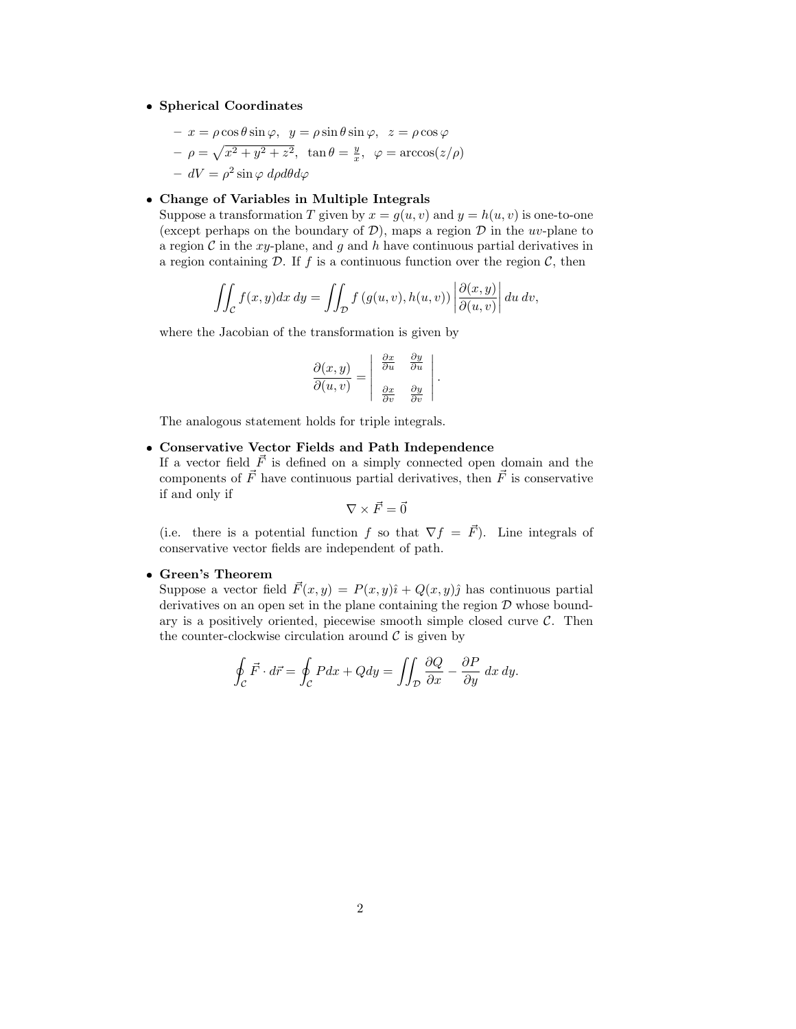- **Spherical Coordinates**
  - $x = \rho \cos\theta \sin\varphi$, $y = \rho \sin\theta \sin\varphi$, $z = \rho \cos\varphi$
  - $\rho = \sqrt{x^2 + y^2 + z^2}$, $\tan\theta = \frac{y}{x}$, $\varphi = \arccos(z/\rho)$
  - $dV = \rho^2 \sin\varphi \; d\rho d\theta d\varphi$

- **Change of Variables in Multiple Integrals**
  Suppose a transformation $T$ given by $x = g(u, v)$ and $y = h(u, v)$ is one-to-one (except perhaps on the boundary of $\mathcal{D}$), maps a region $\mathcal{D}$ in the $uv$-plane to a region $\mathcal{C}$ in the $xy$-plane, and $g$ and $h$ have continuous partial derivatives in a region containing $\mathcal{D}$. If $f$ is a continuous function over the region $\mathcal{C}$, then

  $$\iint_{\mathcal{C}} f(x, y) dx\, dy = \iint_{\mathcal{D}} f\left(g(u, v), h(u, v)\right) \left| \frac{\partial(x, y)}{\partial(u, v)} \right| du\, dv,$$

  where the Jacobian of the transformation is given by

  $$\frac{\partial(x, y)}{\partial(u, v)} = \begin{vmatrix} \frac{\partial x}{\partial u} & \frac{\partial y}{\partial u} \\ \frac{\partial x}{\partial v} & \frac{\partial y}{\partial v} \end{vmatrix}.$$

  The analogous statement holds for triple integrals.

- **Conservative Vector Fields and Path Independence**
  If a vector field $\vec{F}$ is defined on a simply connected open domain and the components of $\vec{F}$ have continuous partial derivatives, then $\vec{F}$ is conservative if and only if

  $$\nabla \times \vec{F} = \vec{0}$$

  (i.e. there is a potential function $f$ so that $\nabla f = \vec{F}$). Line integrals of conservative vector fields are independent of path.

- **Green's Theorem**
  Suppose a vector field $\vec{F}(x, y) = P(x, y)\hat{\imath} + Q(x, y)\hat{\jmath}$ has continuous partial derivatives on an open set in the plane containing the region $\mathcal{D}$ whose boundary is a positively oriented, piecewise smooth simple closed curve $\mathcal{C}$. Then the counter-clockwise circulation around $\mathcal{C}$ is given by

  $$\oint_{\mathcal{C}} \vec{F} \cdot d\vec{r} = \oint_{\mathcal{C}} P dx + Q dy = \iint_{\mathcal{D}} \frac{\partial Q}{\partial x} - \frac{\partial P}{\partial y} \; dx\, dy.$$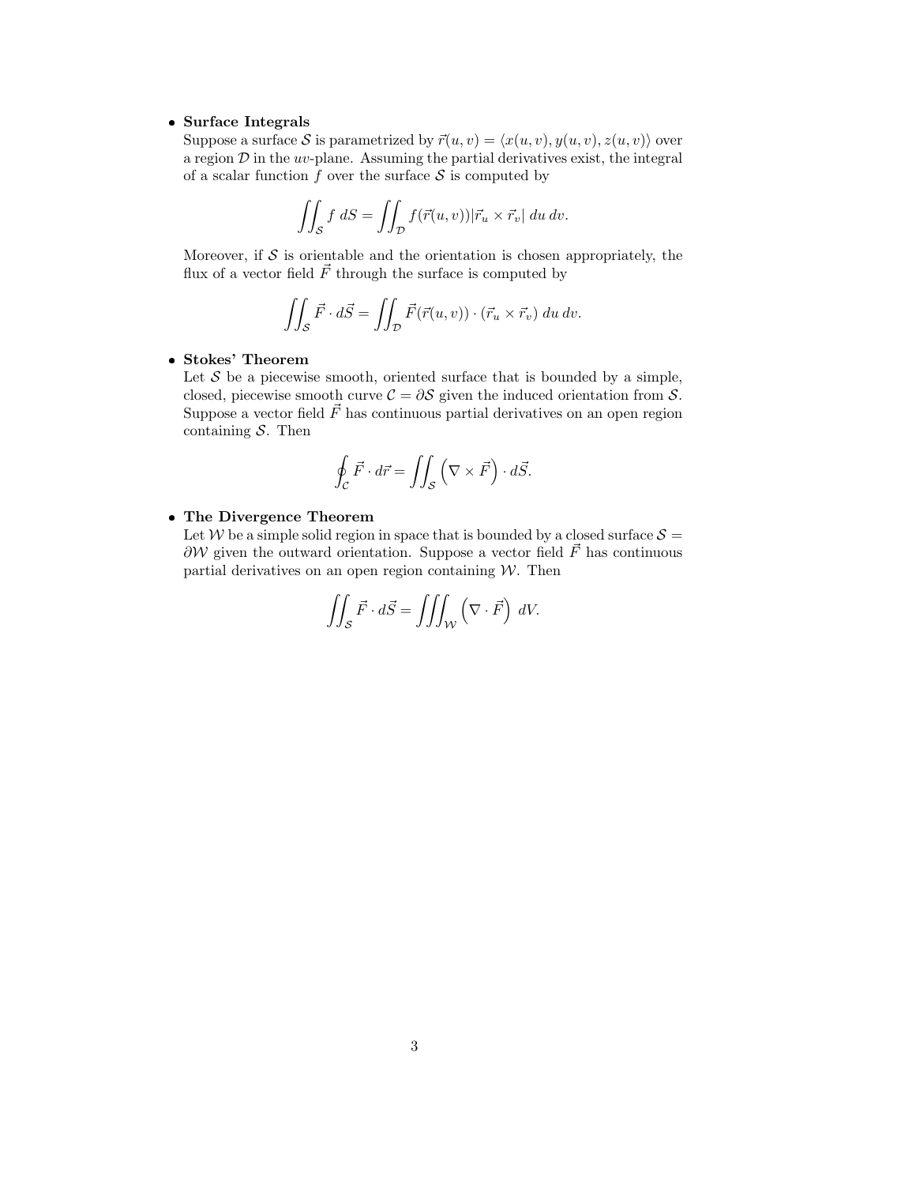- **Surface Integrals**
  Suppose a surface $\mathcal{S}$ is parametrized by $\vec{r}(u,v) = \langle x(u,v), y(u,v), z(u,v)\rangle$ over a region $\mathcal{D}$ in the $uv$-plane. Assuming the partial derivatives exist, the integral of a scalar function $f$ over the surface $\mathcal{S}$ is computed by

  $$\iint_{\mathcal{S}} f \; dS = \iint_{\mathcal{D}} f(\vec{r}(u,v)) |\vec{r}_u \times \vec{r}_v| \; du \, dv.$$

  Moreover, if $\mathcal{S}$ is orientable and the orientation is chosen appropriately, the flux of a vector field $\vec{F}$ through the surface is computed by

  $$\iint_{\mathcal{S}} \vec{F} \cdot d\vec{S} = \iint_{\mathcal{D}} \vec{F}(\vec{r}(u,v)) \cdot (\vec{r}_u \times \vec{r}_v) \; du \, dv.$$

- **Stokes' Theorem**
  Let $\mathcal{S}$ be a piecewise smooth, oriented surface that is bounded by a simple, closed, piecewise smooth curve $\mathcal{C} = \partial\mathcal{S}$ given the induced orientation from $\mathcal{S}$. Suppose a vector field $\vec{F}$ has continuous partial derivatives on an open region containing $\mathcal{S}$. Then

  $$\oint_{\mathcal{C}} \vec{F} \cdot d\vec{r} = \iint_{\mathcal{S}} \left(\nabla \times \vec{F}\right) \cdot d\vec{S}.$$

- **The Divergence Theorem**
  Let $\mathcal{W}$ be a simple solid region in space that is bounded by a closed surface $\mathcal{S} = \partial\mathcal{W}$ given the outward orientation. Suppose a vector field $\vec{F}$ has continuous partial derivatives on an open region containing $\mathcal{W}$. Then

  $$\iint_{\mathcal{S}} \vec{F} \cdot d\vec{S} = \iiint_{\mathcal{W}} \left(\nabla \cdot \vec{F}\right) \; dV.$$